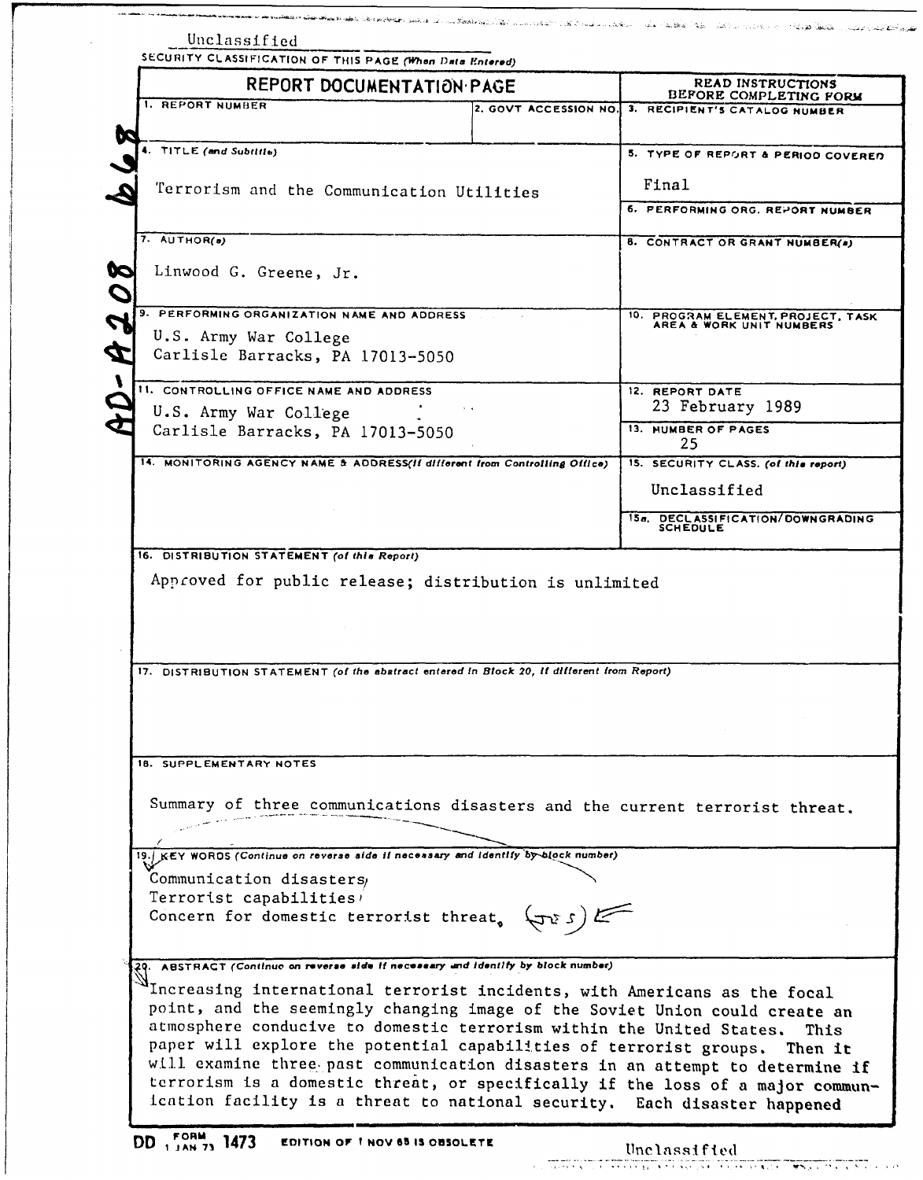Unclassified

SECURITY CLASSIFICATION OF THIS PAGE (*When Data Entered*)

AD-A208 668

| REPORT DOCUMENTATION PAGE | | READ INSTRUCTIONS BEFORE COMPLETING FORM |
|---|---|---|
| 1. REPORT NUMBER | 2. GOVT ACCESSION NO. | 3. RECIPIENT'S CATALOG NUMBER |
| 4. TITLE (*and Subtitle*)<br>Terrorism and the Communication Utilities | | 5. TYPE OF REPORT & PERIOD COVERED<br>Final |
| | | 6. PERFORMING ORG. REPORT NUMBER |
| 7. AUTHOR(s)<br>Linwood G. Greene, Jr. | | 8. CONTRACT OR GRANT NUMBER(s) |
| 9. PERFORMING ORGANIZATION NAME AND ADDRESS<br>U.S. Army War College<br>Carlisle Barracks, PA 17013-5050 | | 10. PROGRAM ELEMENT, PROJECT, TASK AREA & WORK UNIT NUMBERS |
| 11. CONTROLLING OFFICE NAME AND ADDRESS<br>U.S. Army War College<br>Carlisle Barracks, PA 17013-5050 | | 12. REPORT DATE<br>23 February 1989 |
| | | 13. NUMBER OF PAGES<br>25 |
| 14. MONITORING AGENCY NAME & ADDRESS (*if different from Controlling Office*) | | 15. SECURITY CLASS. (*of this report*)<br>Unclassified |
| | | 15a. DECLASSIFICATION/DOWNGRADING SCHEDULE |

16. DISTRIBUTION STATEMENT (*of this Report*)

Approved for public release; distribution is unlimited

17. DISTRIBUTION STATEMENT (*of the abstract entered in Block 20, if different from Report*)

18. SUPPLEMENTARY NOTES

Summary of three communications disasters and the current terrorist threat.

19. KEY WORDS (*Continue on reverse side if necessary and identify by block number*)

Communication disasters,
Terrorist capabilities,
Concern for domestic terrorist threat. (JES)

20. ABSTRACT (*Continue on reverse side if necessary and identify by block number*)

Increasing international terrorist incidents, with Americans as the focal point, and the seemingly changing image of the Soviet Union could create an atmosphere conducive to domestic terrorism within the United States. This paper will explore the potential capabilities of terrorist groups. Then it will examine three past communication disasters in an attempt to determine if terrorism is a domestic threat, or specifically if the loss of a major communication facility is a threat to national security. Each disaster happened

DD FORM 1 JAN 73 1473 EDITION OF 1 NOV 65 IS OBSOLETE

Unclassified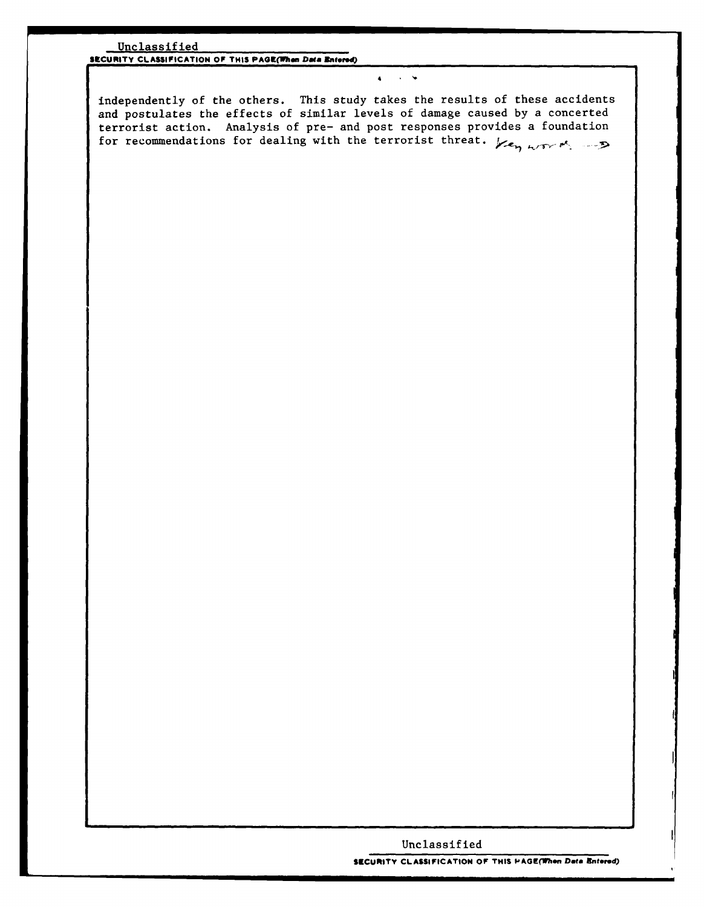independently of the others. This study takes the results of these accidents and postulates the effects of similar levels of damage caused by a concerted terrorist action. Analysis of pre- and post responses provides a foundation for recommendations for dealing with the terrorist threat. Key words →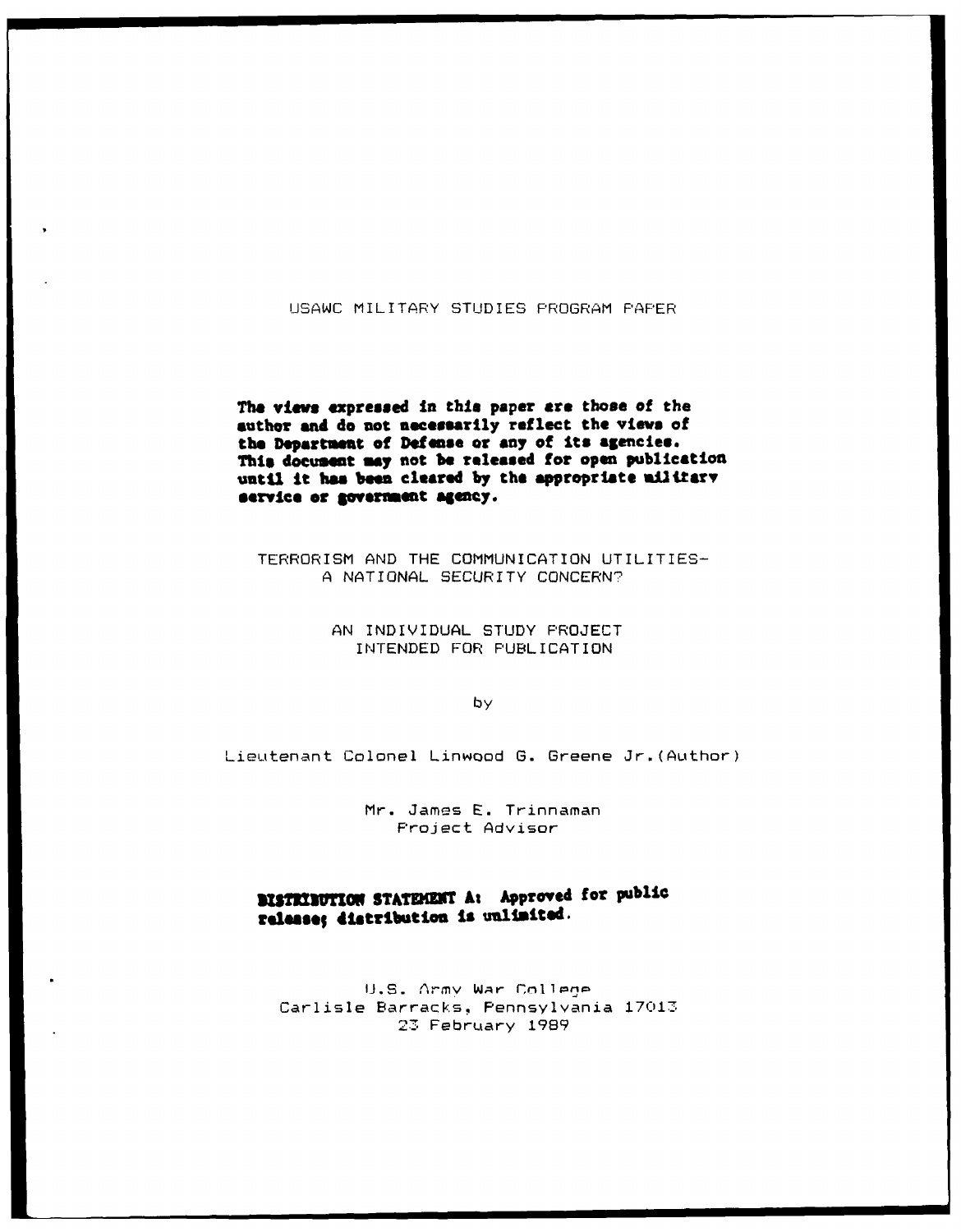USAWC MILITARY STUDIES PROGRAM PAPER

**The views expressed in this paper are those of the author and do not necessarily reflect the views of the Department of Defense or any of its agencies. This document may not be released for open publication until it has been cleared by the appropriate military service or government agency.**

TERRORISM AND THE COMMUNICATION UTILITIES–
A NATIONAL SECURITY CONCERN?

AN INDIVIDUAL STUDY PROJECT
INTENDED FOR PUBLICATION

by

Lieutenant Colonel Linwood G. Greene Jr. (Author)

Mr. James E. Trinnaman
Project Advisor

**DISTRIBUTION STATEMENT A: Approved for public release; distribution is unlimited.**

U.S. Army War College
Carlisle Barracks, Pennsylvania 17013
23 February 1989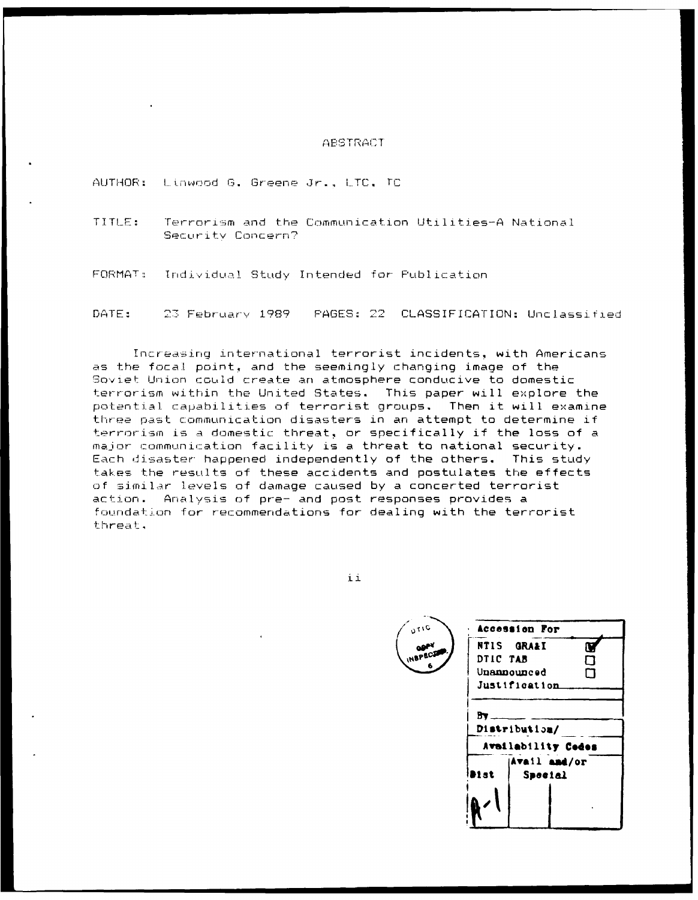# ABSTRACT

AUTHOR: Linwood G. Greene Jr., LTC, TC

TITLE: Terrorism and the Communication Utilities-A National Security Concern?

FORMAT: Individual Study Intended for Publication

DATE: 23 February 1989 PAGES: 22 CLASSIFICATION: Unclassified

Increasing international terrorist incidents, with Americans as the focal point, and the seemingly changing image of the Soviet Union could create an atmosphere conducive to domestic terrorism within the United States. This paper will explore the potential capabilities of terrorist groups. Then it will examine three past communication disasters in an attempt to determine if terrorism is a domestic threat, or specifically if the loss of a major communication facility is a threat to national security. Each disaster happened independently of the others. This study takes the results of these accidents and postulates the effects of similar levels of damage caused by a concerted terrorist action. Analysis of pre- and post responses provides a foundation for recommendations for dealing with the terrorist threat.

DTIC COPY INSPECTED 6

| Accession For | | |
|---|---|---|
| NTIS GRA&I | ☑ | |
| DTIC TAB | ☐ | |
| Unannounced | ☐ | |
| Justification | | |
| By | | |
| Distribution/ | | |
| Availability Codes | | |
| Dist | Avail and/or Special | |
| A-1 | | |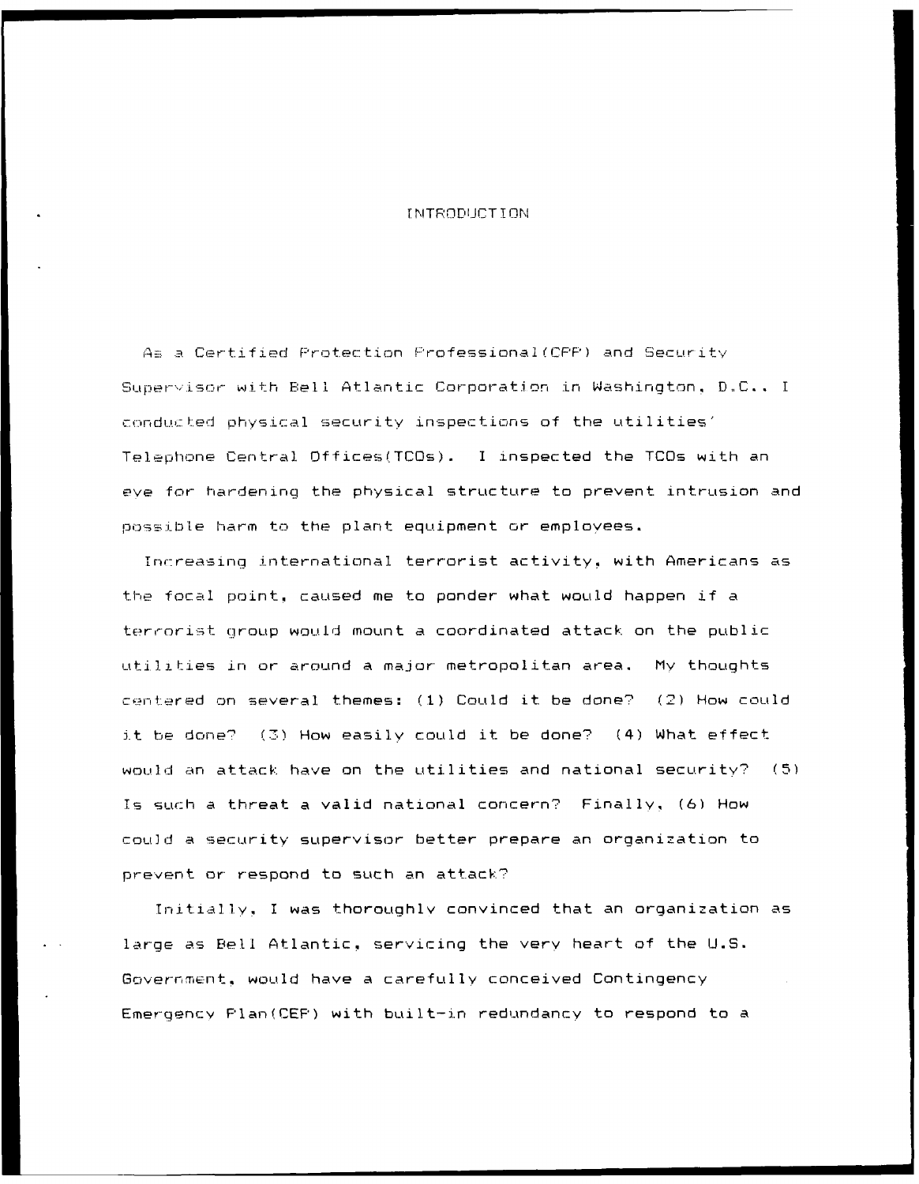# INTRODUCTION

As a Certified Protection Professional(CPP) and Security Supervisor with Bell Atlantic Corporation in Washington, D.C., I conducted physical security inspections of the utilities' Telephone Central Offices(TCOs). I inspected the TCOs with an eye for hardening the physical structure to prevent intrusion and possible harm to the plant equipment or employees.

Increasing international terrorist activity, with Americans as the focal point, caused me to ponder what would happen if a terrorist group would mount a coordinated attack on the public utilities in or around a major metropolitan area. My thoughts centered on several themes: (1) Could it be done? (2) How could it be done? (3) How easily could it be done? (4) What effect would an attack have on the utilities and national security? (5) Is such a threat a valid national concern? Finally, (6) How could a security supervisor better prepare an organization to prevent or respond to such an attack?

Initially, I was thoroughly convinced that an organization as large as Bell Atlantic, servicing the very heart of the U.S. Government, would have a carefully conceived Contingency Emergency Plan(CEP) with built-in redundancy to respond to a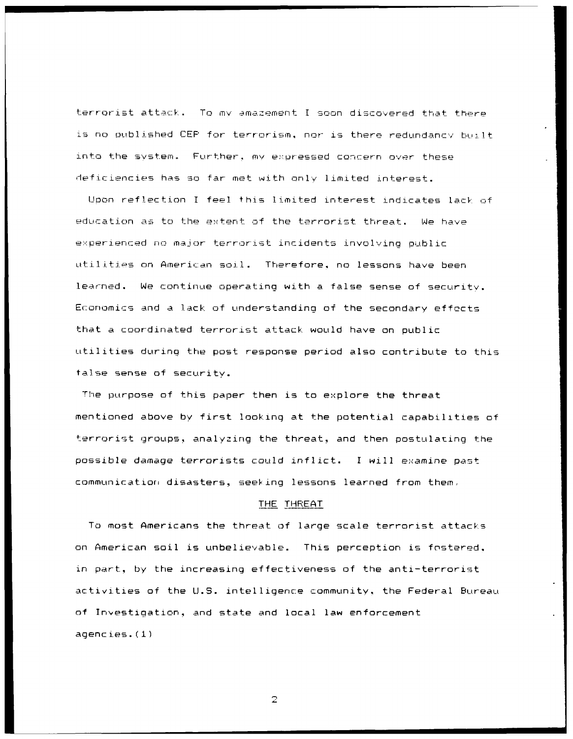terrorist attack. To my amazement I soon discovered that there is no published CEP for terrorism, nor is there redundancy built into the system. Further, my expressed concern over these deficiencies has so far met with only limited interest.

Upon reflection I feel this limited interest indicates lack of education as to the extent of the terrorist threat. We have experienced no major terrorist incidents involving public utilities on American soil. Therefore, no lessons have been learned. We continue operating with a false sense of security. Economics and a lack of understanding of the secondary effects that a coordinated terrorist attack would have on public utilities during the post response period also contribute to this false sense of security.

The purpose of this paper then is to explore the threat mentioned above by first looking at the potential capabilities of terrorist groups, analyzing the threat, and then postulating the possible damage terrorists could inflict. I will examine past communication disasters, seeking lessons learned from them.

## THE THREAT

To most Americans the threat of large scale terrorist attacks on American soil is unbelievable. This perception is fostered, in part, by the increasing effectiveness of the anti-terrorist activities of the U.S. intelligence community, the Federal Bureau of Investigation, and state and local law enforcement agencies.(1)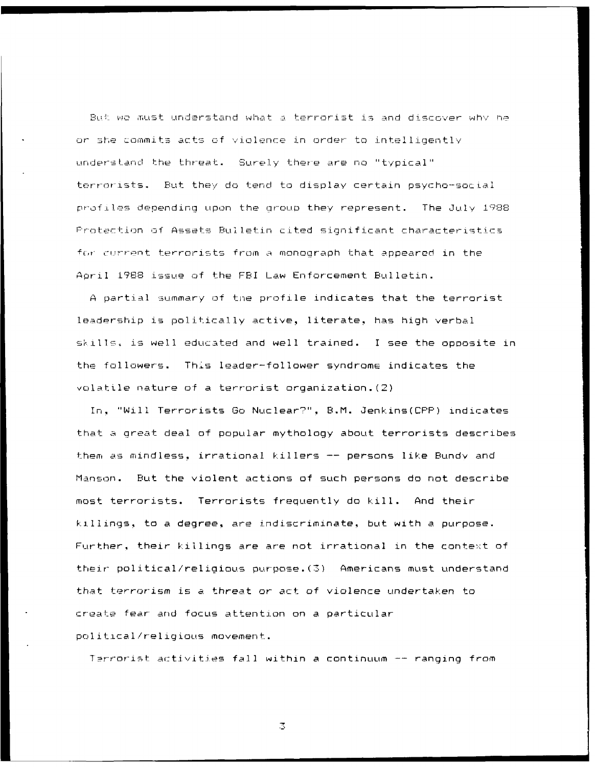But we must understand what a terrorist is and discover why he or she commits acts of violence in order to intelligently understand the threat. Surely there are no "typical" terrorists. But they do tend to display certain psycho-social profiles depending upon the group they represent. The July 1988 Protection of Assets Bulletin cited significant characteristics for current terrorists from a monograph that appeared in the April 1988 issue of the FBI Law Enforcement Bulletin.

A partial summary of the profile indicates that the terrorist leadership is politically active, literate, has high verbal skills, is well educated and well trained. I see the opposite in the followers. This leader-follower syndrome indicates the volatile nature of a terrorist organization.(2)

In, "Will Terrorists Go Nuclear?", B.M. Jenkins(CPP) indicates that a great deal of popular mythology about terrorists describes them as mindless, irrational killers -- persons like Bundy and Manson. But the violent actions of such persons do not describe most terrorists. Terrorists frequently do kill. And their killings, to a degree, are indiscriminate, but with a purpose. Further, their killings are are not irrational in the context of their political/religious purpose.(3) Americans must understand that *terrorism* is a threat or act of violence undertaken to create fear and focus attention on a particular political/religious movement.

Terrorist activities fall within a continuum -- ranging from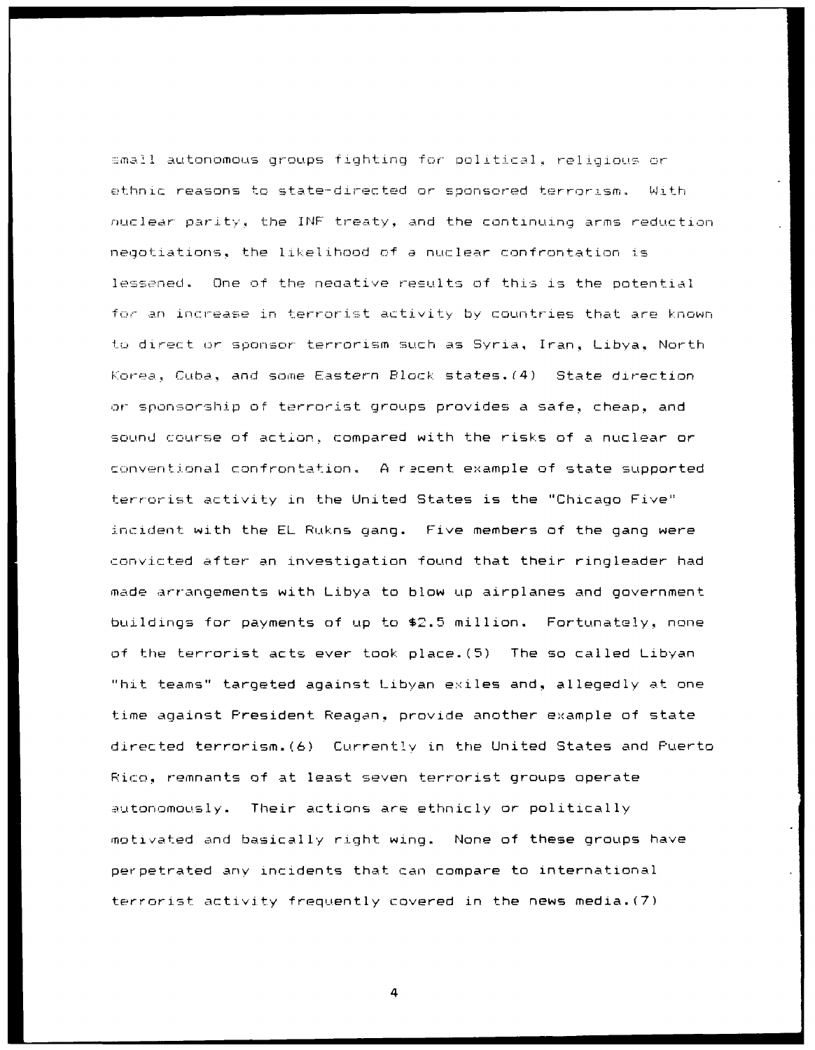small autonomous groups fighting for political, religious or ethnic reasons to state-directed or sponsored terrorism. With nuclear parity, the INF treaty, and the continuing arms reduction negotiations, the likelihood of a nuclear confrontation is lessened. One of the negative results of this is the potential for an increase in terrorist activity by countries that are known to direct or sponsor terrorism such as Syria, Iran, Libya, North Korea, Cuba, and some Eastern Block states.(4) State direction or sponsorship of terrorist groups provides a safe, cheap, and sound course of action, compared with the risks of a nuclear or conventional confrontation. A recent example of state supported terrorist activity in the United States is the "Chicago Five" incident with the EL Rukns gang. Five members of the gang were convicted after an investigation found that their ringleader had made arrangements with Libya to blow up airplanes and government buildings for payments of up to $2.5 million. Fortunately, none of the terrorist acts ever took place.(5) The so called Libyan "hit teams" targeted against Libyan exiles and, allegedly at one time against President Reagan, provide another example of state directed terrorism.(6) Currently in the United States and Puerto Rico, remnants of at least seven terrorist groups operate autonomously. Their actions are ethnicly or politically motivated and basically right wing. None of these groups have perpetrated any incidents that can compare to international terrorist activity frequently covered in the news media.(7)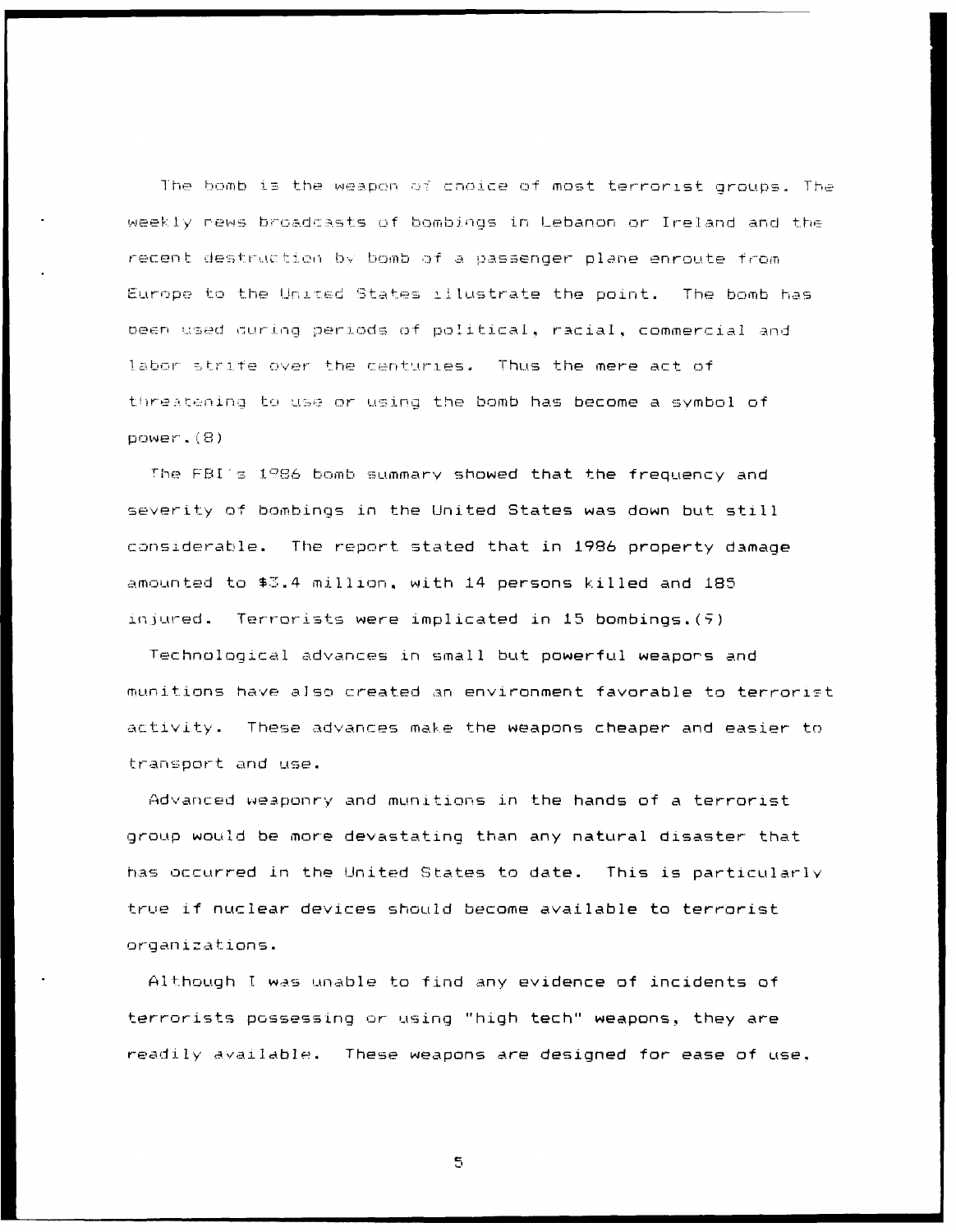The bomb is the weapon of choice of most terrorist groups. The weekly news broadcasts of bombings in Lebanon or Ireland and the recent destruction by bomb of a passenger plane enroute from Europe to the United States illustrate the point. The bomb has been used during periods of political, racial, commercial and labor strife over the centuries. Thus the mere act of threatening to use or using the bomb has become a symbol of power.(8)

The FBI's 1986 bomb summary showed that the frequency and severity of bombings in the United States was down but still considerable. The report stated that in 1986 property damage amounted to $3.4 million, with 14 persons killed and 185 injured. Terrorists were implicated in 15 bombings.(9)

Technological advances in small but powerful weapons and munitions have also created an environment favorable to terrorist activity. These advances make the weapons cheaper and easier to transport and use.

Advanced weaponry and munitions in the hands of a terrorist group would be more devastating than any natural disaster that has occurred in the United States to date. This is particularly true if nuclear devices should become available to terrorist organizations.

Although I was unable to find any evidence of incidents of terrorists possessing or using "high tech" weapons, they are readily available. These weapons are designed for ease of use,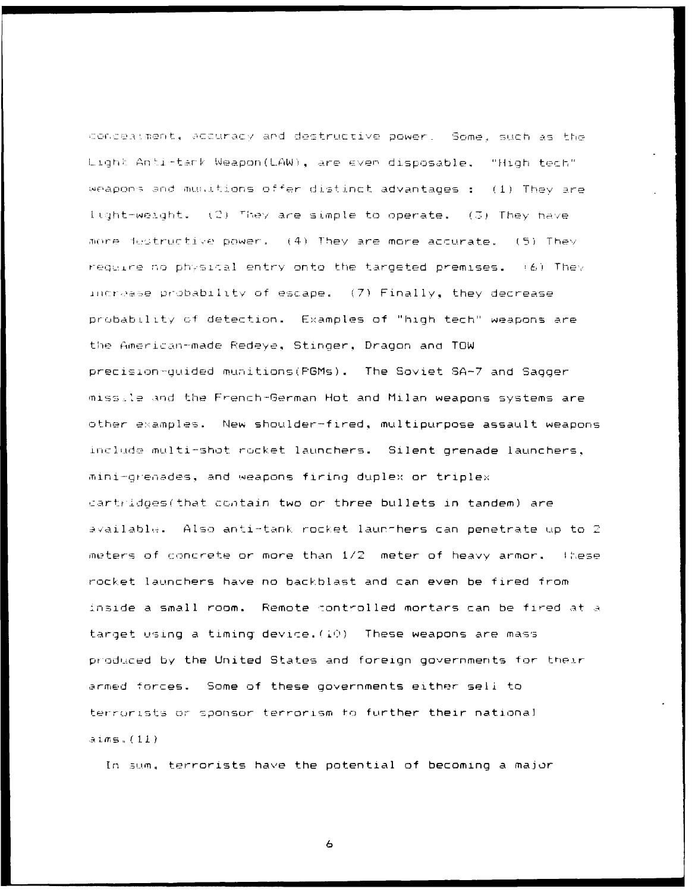concealment, accuracy and destructive power. Some, such as the Light Anti-tank Weapon(LAW), are even disposable. "High tech" weapons and munitions offer distinct advantages : (1) They are light-weight. (2) They are simple to operate. (3) They have more destructive power. (4) They are more accurate. (5) They require no physical entry onto the targeted premises. (6) They increase probability of escape. (7) Finally, they decrease probability of detection. Examples of "high tech" weapons are the American-made Redeye, Stinger, Dragon and TOW precision-guided munitions(PGMs). The Soviet SA-7 and Sagger missile and the French-German Hot and Milan weapons systems are other examples. New shoulder-fired, multipurpose assault weapons include multi-shot rocket launchers. Silent grenade launchers, mini-grenades, and weapons firing duplex or triplex cartridges(that contain two or three bullets in tandem) are available. Also anti-tank rocket launchers can penetrate up to 2 meters of concrete or more than 1/2 meter of heavy armor. These rocket launchers have no backblast and can even be fired from inside a small room. Remote controlled mortars can be fired at a target using a timing device.(10) These weapons are mass produced by the United States and foreign governments for their armed forces. Some of these governments either sell to terrorists or sponsor terrorism to further their national aims.(11)

In sum, terrorists have the potential of becoming a major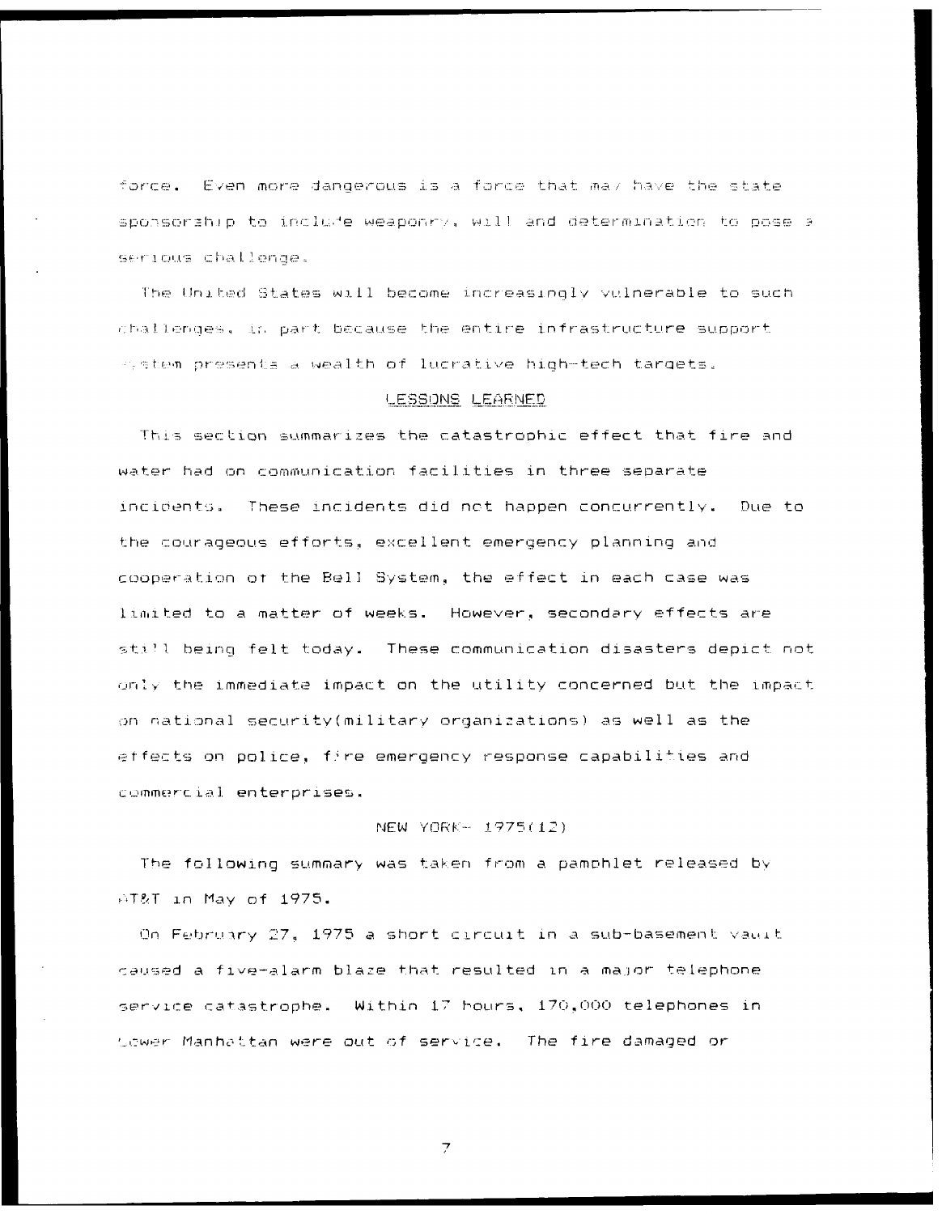force. Even more dangerous is a force that may have the state sponsorship to include weaponry, will and determination to pose a serious challenge.

The United States will become increasingly vulnerable to such challenges, in part because the entire infrastructure support system presents a wealth of lucrative high-tech targets.

## LESSONS LEARNED

This section summarizes the catastrophic effect that fire and water had on communication facilities in three separate incidents. These incidents did not happen concurrently. Due to the courageous efforts, excellent emergency planning and cooperation of the Bell System, the effect in each case was limited to a matter of weeks. However, secondary effects are still being felt today. These communication disasters depict not only the immediate impact on the utility concerned but the impact on national security(military organizations) as well as the effects on police, fire emergency response capabilities and commercial enterprises.

### NEW YORK- 1975(12)

The following summary was taken from a pamphlet released by AT&T in May of 1975.

On February 27, 1975 a short circuit in a sub-basement vault caused a five-alarm blaze that resulted in a major telephone service catastrophe. Within 17 hours, 170,000 telephones in Lower Manhattan were out of service. The fire damaged or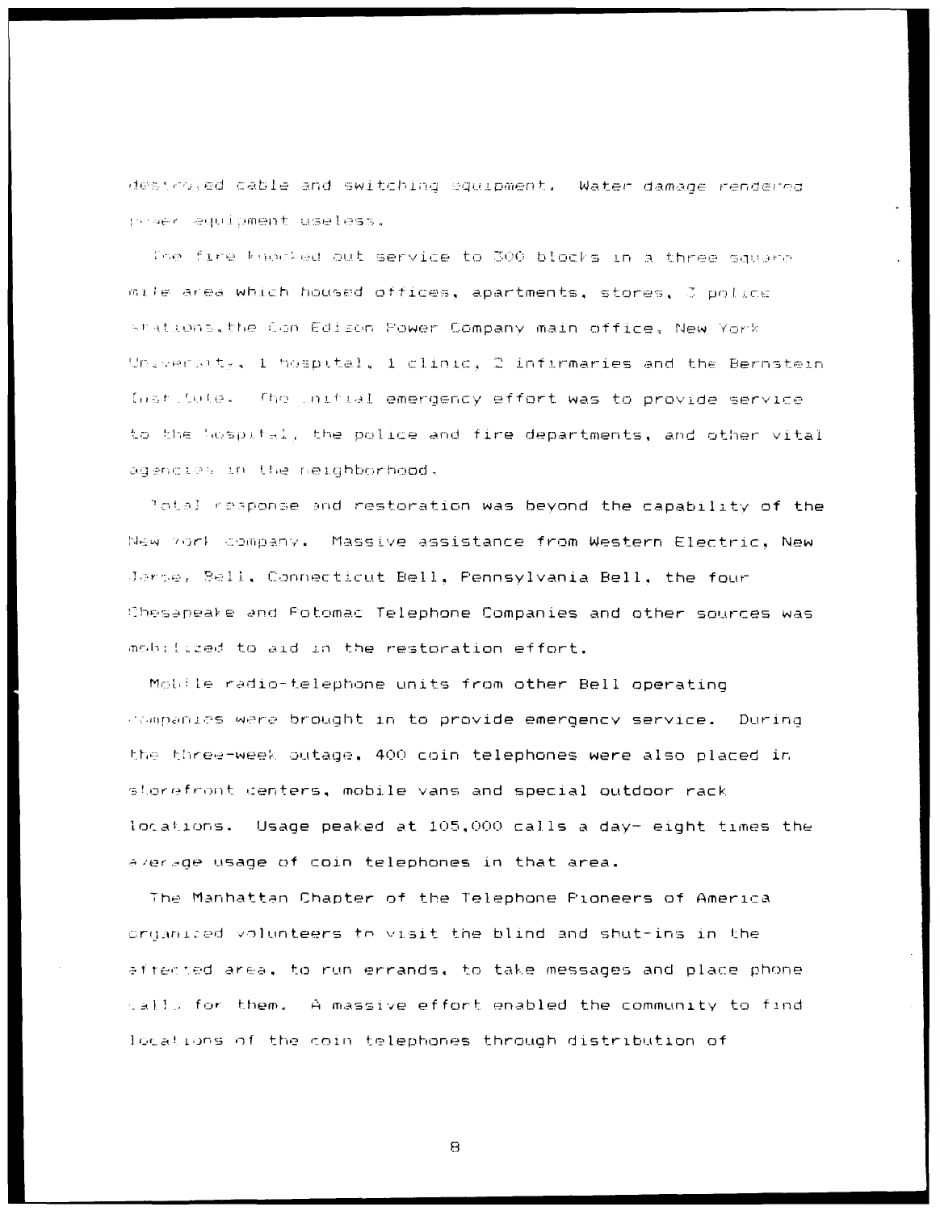destroyed cable and switching equipment. Water damage rendered power equipment useless.

The fire knocked out service to 300 blocks in a three square mile area which housed offices, apartments, stores, 3 police stations, the Con Edison Power Company main office, New York University, 1 hospital, 1 clinic, 2 infirmaries and the Bernstein Institute. The initial emergency effort was to provide service to the hospital, the police and fire departments, and other vital agencies in the neighborhood.

Total response and restoration was beyond the capability of the New York company. Massive assistance from Western Electric, New Jersey Bell, Connecticut Bell, Pennsylvania Bell, the four Chesapeake and Potomac Telephone Companies and other sources was mobilized to aid in the restoration effort.

Mobile radio-telephone units from other Bell operating companies were brought in to provide emergency service. During the three-week outage, 400 coin telephones were also placed in storefront centers, mobile vans and special outdoor rack locations. Usage peaked at 105,000 calls a day- eight times the average usage of coin telephones in that area.

The Manhattan Chapter of the Telephone Pioneers of America organized volunteers to visit the blind and shut-ins in the affected area, to run errands, to take messages and place phone calls for them. A massive effort enabled the community to find locations of the coin telephones through distribution of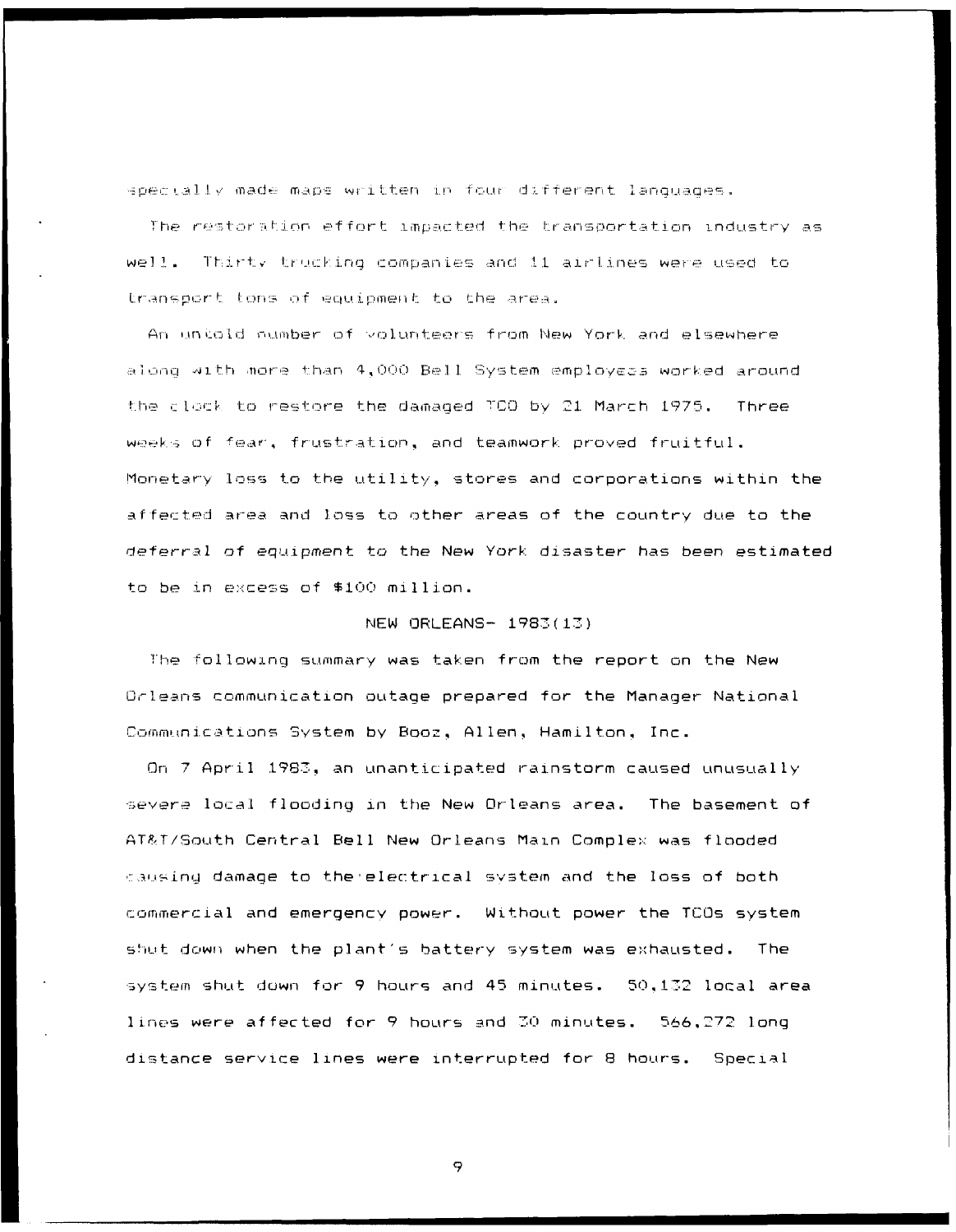specially made maps written in four different languages.

The restoration effort impacted the transportation industry as well. Thirty trucking companies and 11 airlines were used to transport tons of equipment to the area.

An untold number of volunteers from New York and elsewhere along with more than 4,000 Bell System employees worked around the clock to restore the damaged TCO by 21 March 1975. Three weeks of fear, frustration, and teamwork proved fruitful. Monetary loss to the utility, stores and corporations within the affected area and loss to other areas of the country due to the deferral of equipment to the New York disaster has been estimated to be in excess of $100 million.

## NEW ORLEANS- 1983(13)

The following summary was taken from the report on the New Orleans communication outage prepared for the Manager National Communications System by Booz, Allen, Hamilton, Inc.

On 7 April 1983, an unanticipated rainstorm caused unusually severe local flooding in the New Orleans area. The basement of AT&T/South Central Bell New Orleans Main Complex was flooded causing damage to the electrical system and the loss of both commercial and emergency power. Without power the TCOs system shut down when the plant's battery system was exhausted. The system shut down for 9 hours and 45 minutes. 50,132 local area lines were affected for 9 hours and 30 minutes. 566,272 long distance service lines were interrupted for 8 hours. Special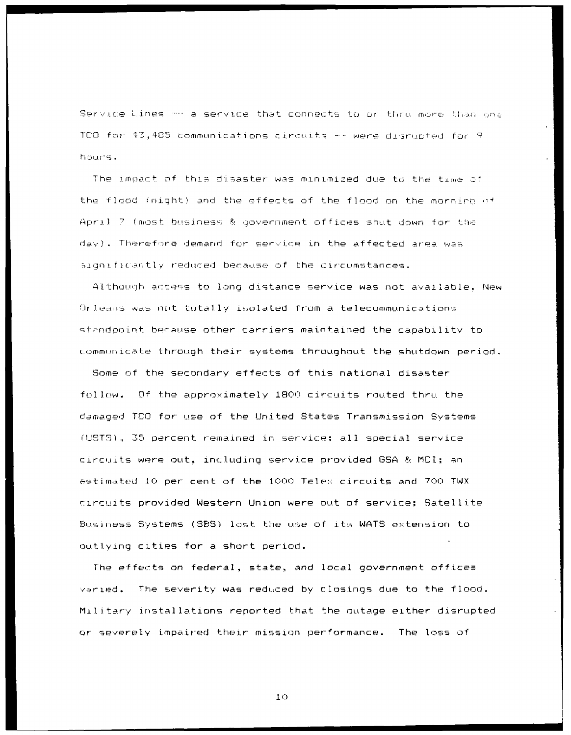Service Lines -- a service that connects to or thru more than one TCO for 43,485 communications circuits -- were disrupted for 9 hours.

The impact of this disaster was minimized due to the time of the flood (night) and the effects of the flood on the morning of April 7 (most business & government offices shut down for the day). Therefore demand for service in the affected area was significantly reduced because of the circumstances.

Although access to long distance service was not available, New Orleans was not totally isolated from a telecommunications standpoint because other carriers maintained the capability to communicate through their systems throughout the shutdown period.

Some of the secondary effects of this national disaster follow. Of the approximately 1800 circuits routed thru the damaged TCO for use of the United States Transmission Systems (USTS), 35 percent remained in service; all special service circuits were out, including service provided GSA & MCI; an estimated 10 per cent of the 1000 Telex circuits and 700 TWX circuits provided Western Union were out of service; Satellite Business Systems (SBS) lost the use of its WATS extension to outlying cities for a short period.

The effects on federal, state, and local government offices varied. The severity was reduced by closings due to the flood. Military installations reported that the outage either disrupted or severely impaired their mission performance. The loss of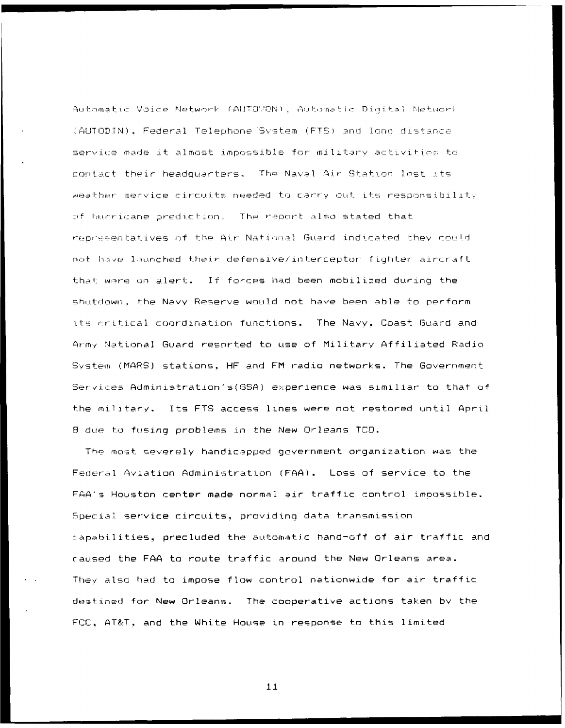Automatic Voice Network (AUTOVON), Automatic Digital Network (AUTODIN), Federal Telephone System (FTS) and long distance service made it almost impossible for military activities to contact their headquarters. The Naval Air Station lost its weather service circuits needed to carry out its responsibility of hurricane prediction. The report also stated that representatives of the Air National Guard indicated they could not have launched their defensive/interceptor fighter aircraft that were on alert. If forces had been mobilized during the shutdown, the Navy Reserve would not have been able to perform its critical coordination functions. The Navy, Coast Guard and Army National Guard resorted to use of Military Affiliated Radio System (MARS) stations, HF and FM radio networks. The Government Services Administration's(GSA) experience was similiar to that of the military. Its FTS access lines were not restored until April 8 due to fusing problems in the New Orleans TCO.

The most severely handicapped government organization was the Federal Aviation Administration (FAA). Loss of service to the FAA's Houston center made normal air traffic control impossible. Special service circuits, providing data transmission capabilities, precluded the automatic hand-off of air traffic and caused the FAA to route traffic around the New Orleans area. They also had to impose flow control nationwide for air traffic destined for New Orleans. The cooperative actions taken by the FCC, AT&T, and the White House in response to this limited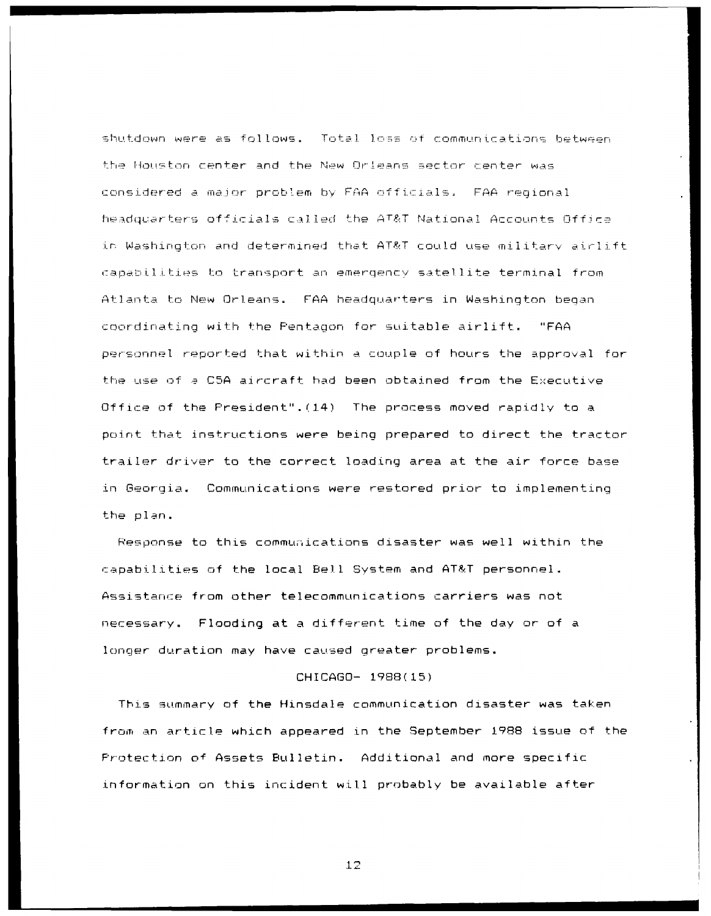shutdown were as follows. Total loss of communications between the Houston center and the New Orleans sector center was considered a major problem by FAA officials. FAA regional headquarters officials called the AT&T National Accounts Office in Washington and determined that AT&T could use military airlift capabilities to transport an emergency satellite terminal from Atlanta to New Orleans. FAA headquarters in Washington began coordinating with the Pentagon for suitable airlift. "FAA personnel reported that within a couple of hours the approval for the use of a C5A aircraft had been obtained from the Executive Office of the President".(14) The process moved rapidly to a point that instructions were being prepared to direct the tractor trailer driver to the correct loading area at the air force base in Georgia. Communications were restored prior to implementing the plan.

Response to this communications disaster was well within the capabilities of the local Bell System and AT&T personnel. Assistance from other telecommunications carriers was not necessary. Flooding at a different time of the day or of a longer duration may have caused greater problems.

### CHICAGO- 1988(15)

This summary of the Hinsdale communication disaster was taken from an article which appeared in the September 1988 issue of the Protection of Assets Bulletin. Additional and more specific information on this incident will probably be available after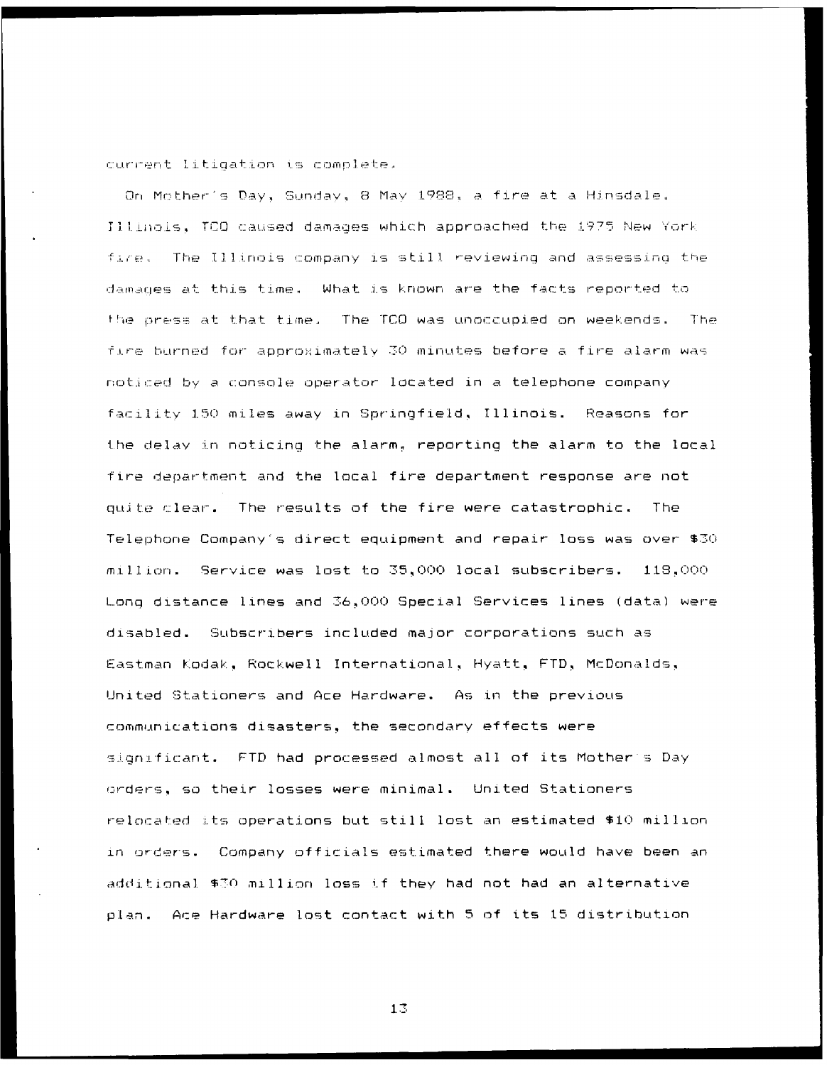current litigation is complete.

On Mother's Day, Sunday, 8 May 1988, a fire at a Hinsdale, Illinois, TCO caused damages which approached the 1975 New York fire. The Illinois company is still reviewing and assessing the damages at this time. What is known are the facts reported to the press at that time. The TCO was unoccupied on weekends. The fire burned for approximately 30 minutes before a fire alarm was noticed by a console operator located in a telephone company facility 150 miles away in Springfield, Illinois. Reasons for the delay in noticing the alarm, reporting the alarm to the local fire department and the local fire department response are not quite clear. The results of the fire were catastrophic. The Telephone Company's direct equipment and repair loss was over $30 million. Service was lost to 35,000 local subscribers. 118,000 Long distance lines and 36,000 Special Services lines (data) were disabled. Subscribers included major corporations such as Eastman Kodak, Rockwell International, Hyatt, FTD, McDonalds, United Stationers and Ace Hardware. As in the previous communications disasters, the secondary effects were significant. FTD had processed almost all of its Mother's Day orders, so their losses were minimal. United Stationers relocated its operations but still lost an estimated $10 million in orders. Company officials estimated there would have been an additional $30 million loss if they had not had an alternative plan. Ace Hardware lost contact with 5 of its 15 distribution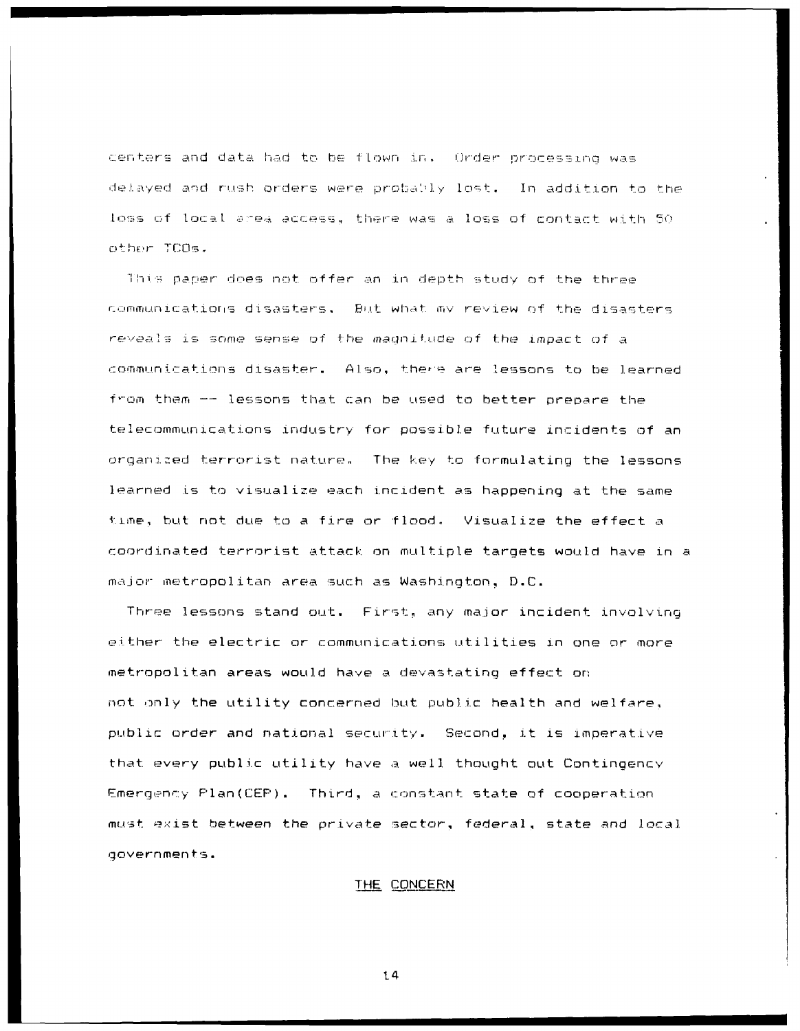centers and data had to be flown in. Order processing was delayed and rush orders were probably lost. In addition to the loss of local area access, there was a loss of contact with 50 other TCOs.

This paper does not offer an in depth study of the three communications disasters. But what my review of the disasters reveals is some sense of the magnitude of the impact of a communications disaster. Also, there are lessons to be learned from them -- lessons that can be used to better prepare the telecommunications industry for possible future incidents of an organized terrorist nature. The key to formulating the lessons learned is to visualize each incident as happening at the same time, but not due to a fire or flood. Visualize the effect a coordinated terrorist attack on multiple targets would have in a major metropolitan area such as Washington, D.C.

Three lessons stand out. First, any major incident involving either the electric or communications utilities in one or more metropolitan areas would have a devastating effect on not only the utility concerned but public health and welfare, public order and national security. Second, it is imperative that every public utility have a well thought out Contingency Emergency Plan(CEP). Third, a constant state of cooperation must exist between the private sector, federal, state and local governments.

## THE CONCERN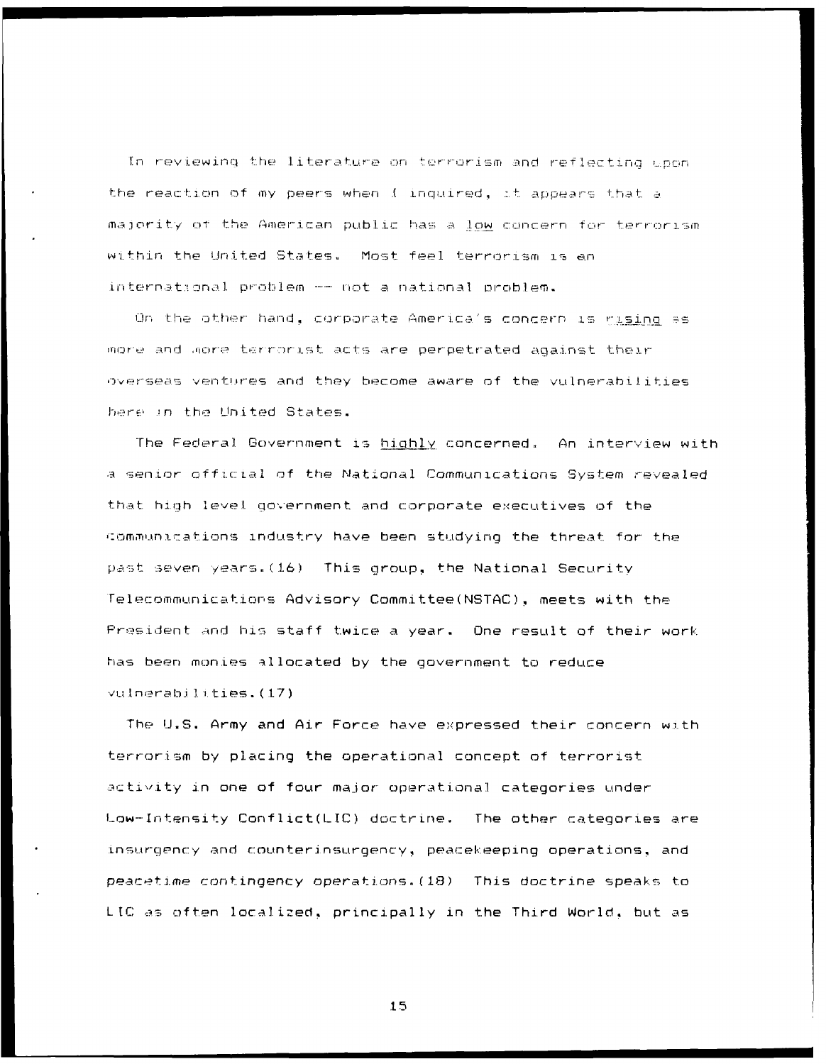In reviewing the literature on terrorism and reflecting upon the reaction of my peers when I inquired, it appears that a majority of the American public has a <u>low</u> concern for terrorism within the United States. Most feel terrorism is an international problem -- not a national problem.

On the other hand, corporate America's concern is <u>rising</u> as more and more terrorist acts are perpetrated against their overseas ventures and they become aware of the vulnerabilities here in the United States.

The Federal Government is <u>highly</u> concerned. An interview with a senior official of the National Communications System revealed that high level government and corporate executives of the communications industry have been studying the threat for the past seven years.(16) This group, the National Security Telecommunications Advisory Committee(NSTAC), meets with the President and his staff twice a year. One result of their work has been monies allocated by the government to reduce vulnerabilities.(17)

The U.S. Army and Air Force have expressed their concern with terrorism by placing the operational concept of terrorist activity in one of four major operational categories under Low-Intensity Conflict(LIC) doctrine. The other categories are insurgency and counterinsurgency, peacekeeping operations, and peacetime contingency operations.(18) This doctrine speaks to LIC as often localized, principally in the Third World, but as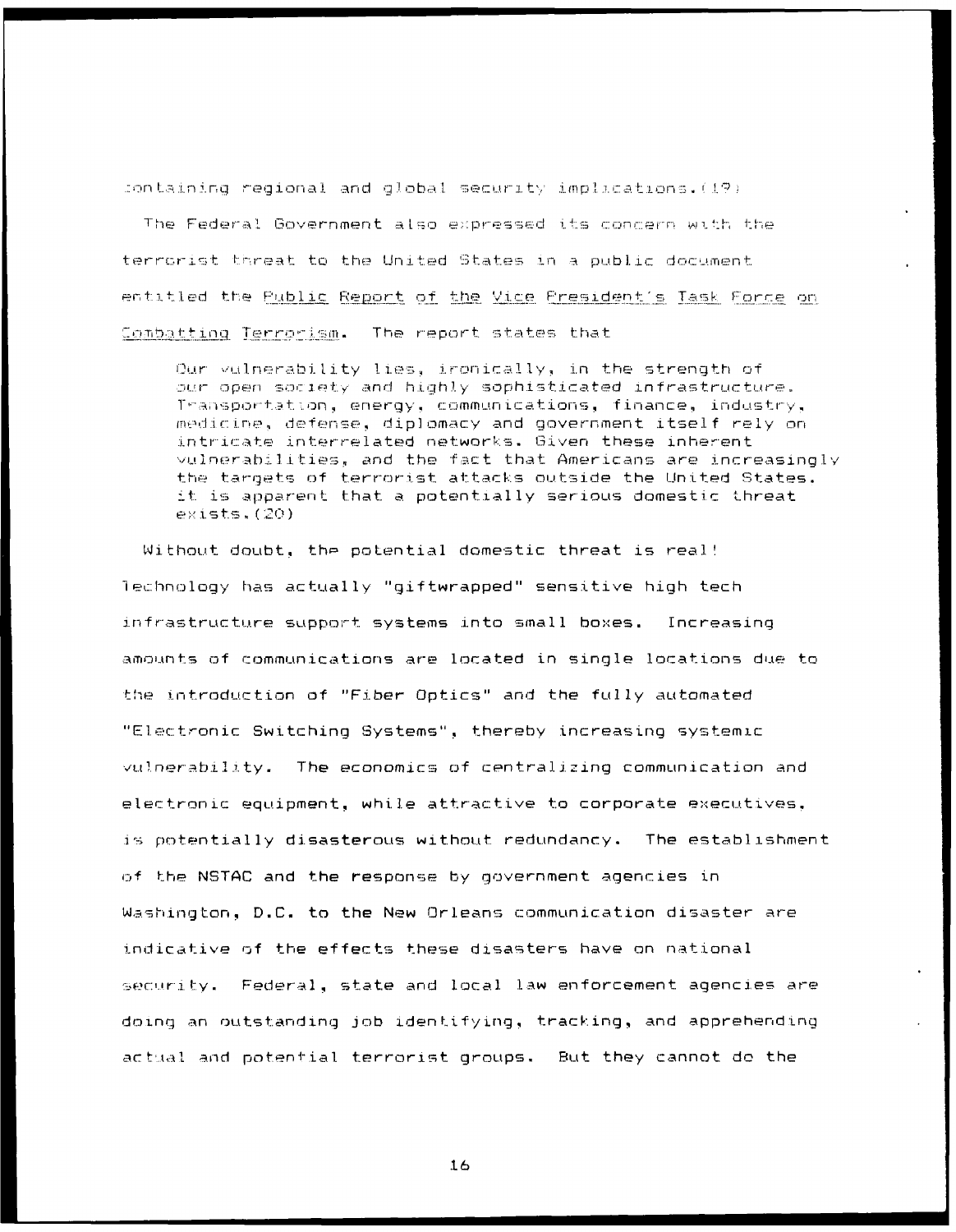containing regional and global security implications.(19)

The Federal Government also expressed its concern with the terrorist threat to the United States in a public document entitled the Public Report of the Vice President's Task Force on Combatting Terrorism. The report states that

> Our vulnerability lies, ironically, in the strength of our open society and highly sophisticated infrastructure. Transportation, energy, communications, finance, industry, medicine, defense, diplomacy and government itself rely on intricate interrelated networks. Given these inherent vulnerabilities, and the fact that Americans are increasingly the targets of terrorist attacks outside the United States, it is apparent that a potentially serious domestic threat exists.(20)

Without doubt, the potential domestic threat is real! Technology has actually "giftwrapped" sensitive high tech infrastructure support systems into small boxes. Increasing amounts of communications are located in single locations due to the introduction of "Fiber Optics" and the fully automated "Electronic Switching Systems", thereby increasing systemic vulnerability. The economics of centralizing communication and electronic equipment, while attractive to corporate executives, is potentially disasterous without redundancy. The establishment of the NSTAC and the response by government agencies in Washington, D.C. to the New Orleans communication disaster are indicative of the effects these disasters have on national security. Federal, state and local law enforcement agencies are doing an outstanding job identifying, tracking, and apprehending actual and potential terrorist groups. But they cannot do the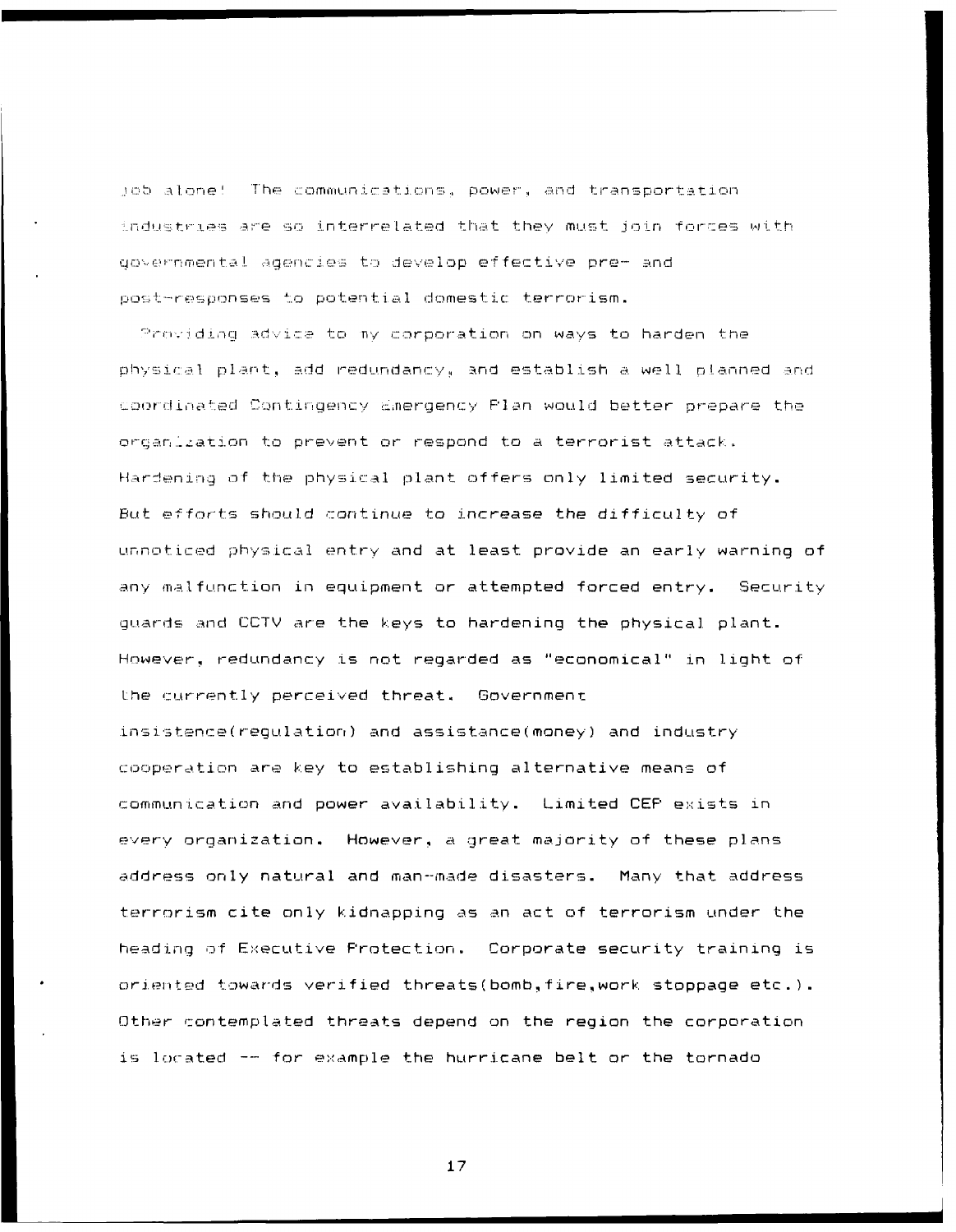job alone! The communications, power, and transportation industries are so interrelated that they must join forces with governmental agencies to develop effective pre- and post-responses to potential domestic terrorism.

Providing advice to my corporation on ways to harden the physical plant, add redundancy, and establish a well planned and coordinated Contingency Emergency Plan would better prepare the organization to prevent or respond to a terrorist attack. Hardening of the physical plant offers only limited security. But efforts should continue to increase the difficulty of unnoticed physical entry and at least provide an early warning of any malfunction in equipment or attempted forced entry. Security guards and CCTV are the keys to hardening the physical plant. However, redundancy is not regarded as "economical" in light of the currently perceived threat. Government insistence(regulation) and assistance(money) and industry cooperation are key to establishing alternative means of communication and power availability. Limited CEP exists in every organization. However, a great majority of these plans address only natural and man-made disasters. Many that address terrorism cite only kidnapping as an act of terrorism under the heading of Executive Protection. Corporate security training is oriented towards verified threats(bomb,fire,work stoppage etc.). Other contemplated threats depend on the region the corporation is located -- for example the hurricane belt or the tornado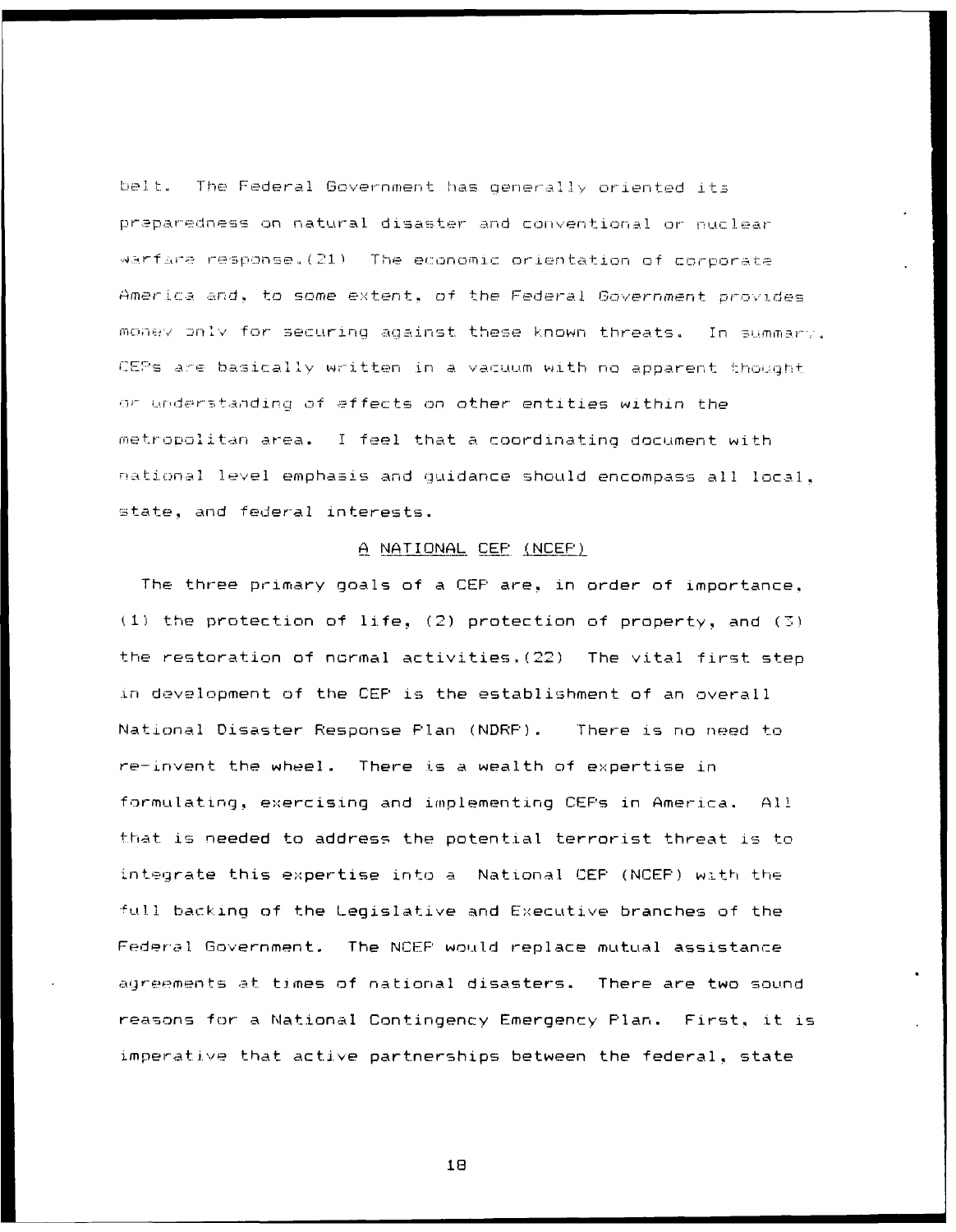belt. The Federal Government has generally oriented its preparedness on natural disaster and conventional or nuclear warfare response.(21) The economic orientation of corporate America and, to some extent, of the Federal Government provides money only for securing against these known threats. In summary, CEPs are basically written in a vacuum with no apparent thought or understanding of effects on other entities within the metropolitan area. I feel that a coordinating document with national level emphasis and guidance should encompass all local, state, and federal interests.

## A NATIONAL CEP (NCEP)

The three primary goals of a CEP are, in order of importance, (1) the protection of life, (2) protection of property, and (3) the restoration of normal activities.(22) The vital first step in development of the CEP is the establishment of an overall National Disaster Response Plan (NDRP). There is no need to re-invent the wheel. There is a wealth of expertise in formulating, exercising and implementing CEPs in America. All that is needed to address the potential terrorist threat is to integrate this expertise into a National CEP (NCEP) with the full backing of the Legislative and Executive branches of the Federal Government. The NCEP would replace mutual assistance agreements at times of national disasters. There are two sound reasons for a National Contingency Emergency Plan. First, it is imperative that active partnerships between the federal, state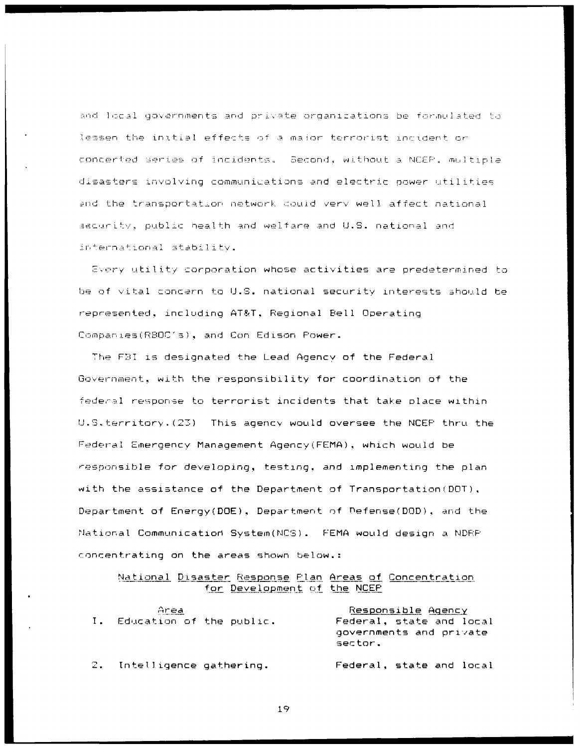and local governments and private organizations be formulated to lessen the initial effects of a major terrorist incident or concerted series of incidents. Second, without a NCEP, multiple disasters involving communications and electric power utilities and the transportation network could very well affect national security, public health and welfare and U.S. national and international stability.

Every utility corporation whose activities are predetermined to be of vital concern to U.S. national security interests should be represented, including AT&T, Regional Bell Operating Companies(RBOC's), and Con Edison Power.

The FBI is designated the Lead Agency of the Federal Government, with the responsibility for coordination of the federal response to terrorist incidents that take place within U.S.territory.(23) This agency would oversee the NCEP thru the Federal Emergency Management Agency(FEMA), which would be responsible for developing, testing, and implementing the plan with the assistance of the Department of Transportation(DOT), Department of Energy(DOE), Department of Defense(DOD), and the National Communication System(NCS). FEMA would design a NDRP concentrating on the areas shown below.:

National Disaster Response Plan Areas of Concentration for Development of the NCEP

| Area | Responsible Agency |
| --- | --- |
| 1. Education of the public. | Federal, state and local governments and private sector. |
| 2. Intelligence gathering. | Federal, state and local |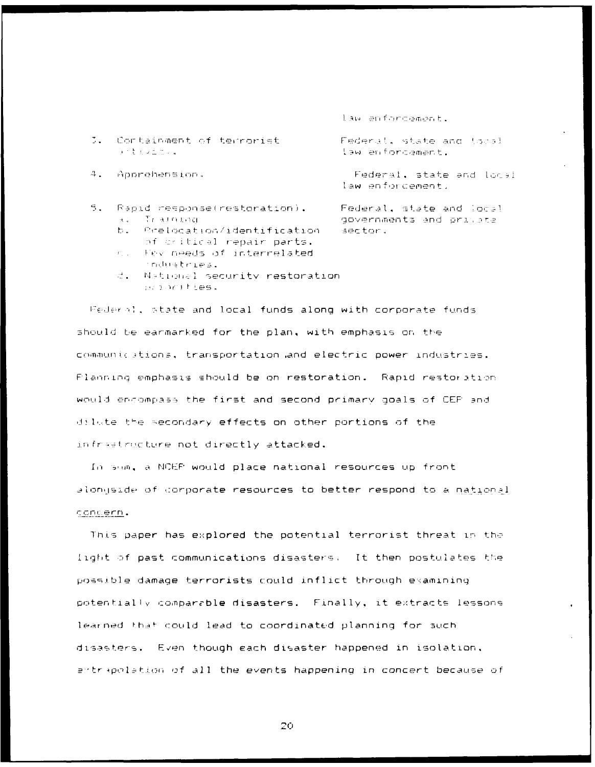| | |
|---|---|
| | law enforcement. |
| 3. Containment of terrorist activity. | Federal, state and local law enforcement. |
| 4. Apprehension. | Federal, state and local law enforcement. |
| 5. Rapid response(restoration).<br>a. Training<br>b. Prelocation/identification of critical repair parts.<br>c. Key needs of interrelated industries.<br>d. National security restoration priorities. | Federal, state and local governments and private sector. |

Federal, state and local funds along with corporate funds should be earmarked for the plan, with emphasis on the communications, transportation and electric power industries. Planning emphasis should be on restoration. Rapid restoration would encompass the first and second primary goals of CEP and dilute the secondary effects on other portions of the infrastructure not directly attacked.

In sum, a NCEP would place national resources up front alongside of corporate resources to better respond to a national concern.

This paper has explored the potential terrorist threat in the light of past communications disasters. It then postulates the possible damage terrorists could inflict through examining potentially comparable disasters. Finally, it extracts lessons learned that could lead to coordinated planning for such disasters. Even though each disaster happened in isolation, extrapolation of all the events happening in concert because of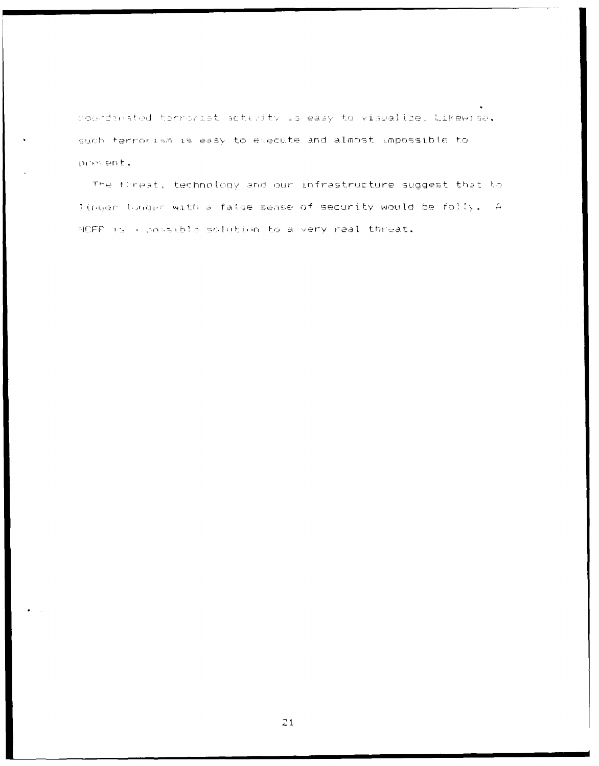coordinated terrorist activity is easy to visualize. Likewise, such terrorism is easy to execute and almost impossible to prevent.

The threat, technology and our infrastructure suggest that to linger longer with a false sense of security would be folly. A NCFP is a possible solution to a very real threat.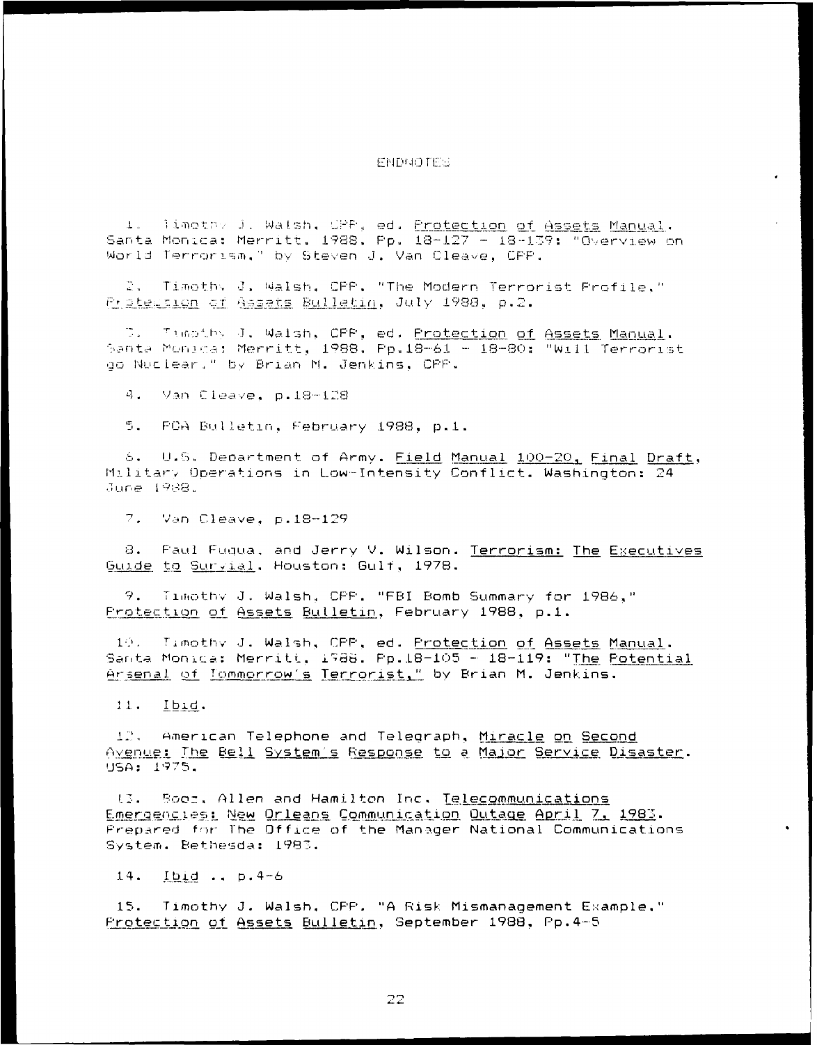# ENDNOTES

1. Timothy J. Walsh, CPP, ed. Protection of Assets Manual. Santa Monica: Merritt, 1988. Pp. 18-127 - 18-139: "Overview on World Terrorism," by Steven J. Van Cleave, CPP.

2. Timothy J. Walsh, CPP. "The Modern Terrorist Profile," Protection of Assets Bulletin, July 1988, p.2.

3. Timothy J. Walsh, CPP, ed. Protection of Assets Manual. Santa Monica: Merritt, 1988. Pp.18-61 - 18-80: "Will Terrorist go Nuclear," by Brian M. Jenkins, CPP.

4. Van Cleave, p.18-128

5. POA Bulletin, February 1988, p.1.

6. U.S. Department of Army. Field Manual 100-20, Final Draft, Military Operations in Low-Intensity Conflict. Washington: 24 June 1988.

7. Van Cleave, p.18-129

8. Paul Fuqua, and Jerry V. Wilson. Terrorism: The Executives Guide to Surival. Houston: Gulf, 1978.

9. Timothy J. Walsh, CPP. "FBI Bomb Summary for 1986," Protection of Assets Bulletin, February 1988, p.1.

10. Timothy J. Walsh, CPP, ed. Protection of Assets Manual. Santa Monica: Merritt, 1988. Pp.18-105 - 18-119: "The Potential Arsenal of Tommorrow's Terrorist," by Brian M. Jenkins.

11. Ibid.

12. American Telephone and Telegraph, Miracle on Second Avenue: The Bell System's Response to a Major Service Disaster. USA: 1975.

13. Booz, Allen and Hamilton Inc. Telecommunications Emergencies: New Orleans Communication Outage April 7, 1983. Prepared for The Office of the Manager National Communications System. Bethesda: 1983.

14. Ibid., p.4-6

15. Timothy J. Walsh, CPP. "A Risk Mismanagement Example," Protection of Assets Bulletin, September 1988, Pp.4-5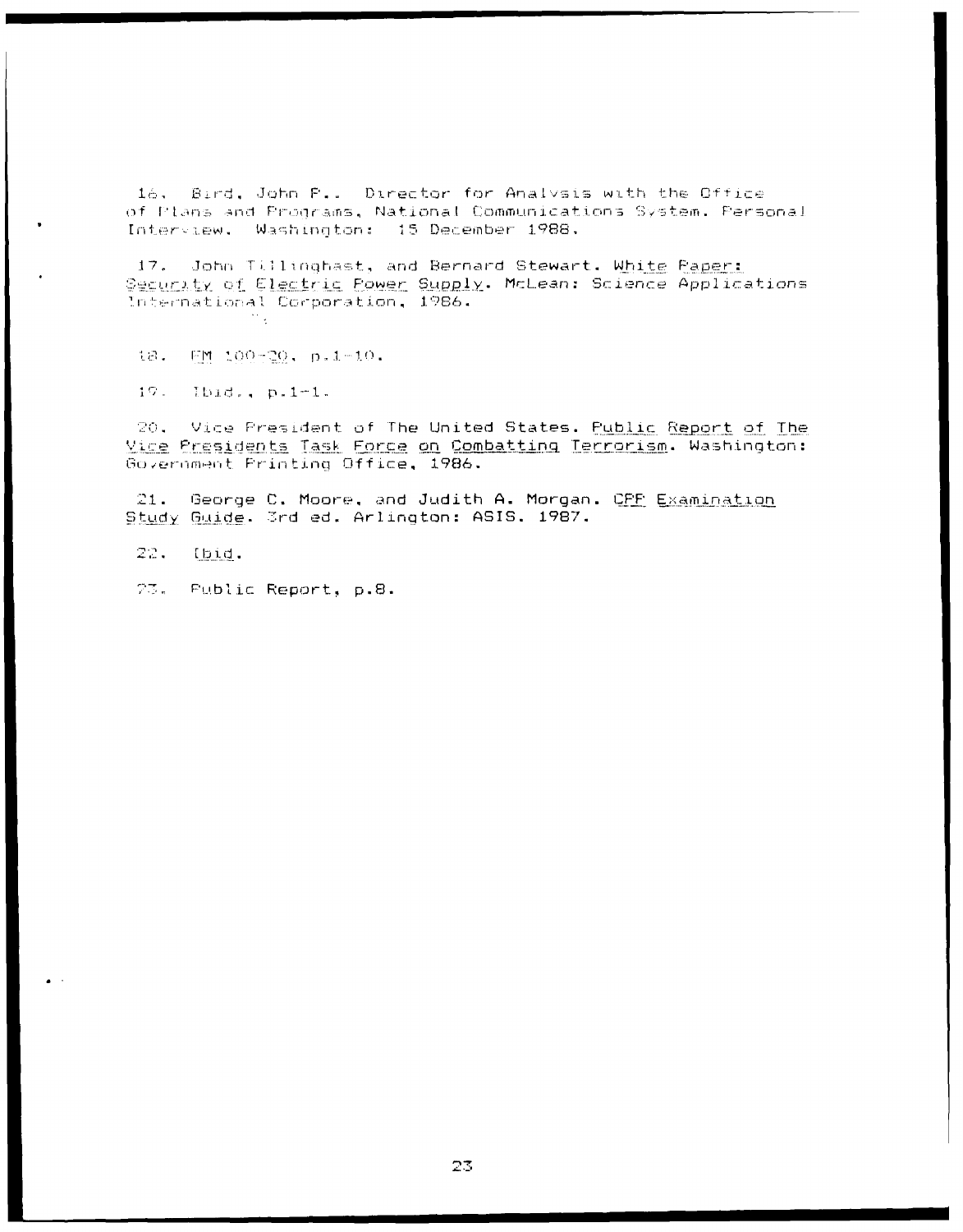16. Bird, John P., Director for Analysis with the Office of Plans and Programs, National Communications System. Personal Interview. Washington: 15 December 1988.

17. John Tillinghast, and Bernard Stewart. White Paper: Security of Electric Power Supply. McLean: Science Applications International Corporation, 1986.

18. FM 100-20, p.1-10.

19. Ibid., p.1-1.

20. Vice President of The United States. Public Report of The Vice Presidents Task Force on Combatting Terrorism. Washington: Government Printing Office, 1986.

21. George C. Moore, and Judith A. Morgan. CPP Examination Study Guide. 3rd ed. Arlington: ASIS. 1987.

22. Ibid.

23. Public Report, p.8.